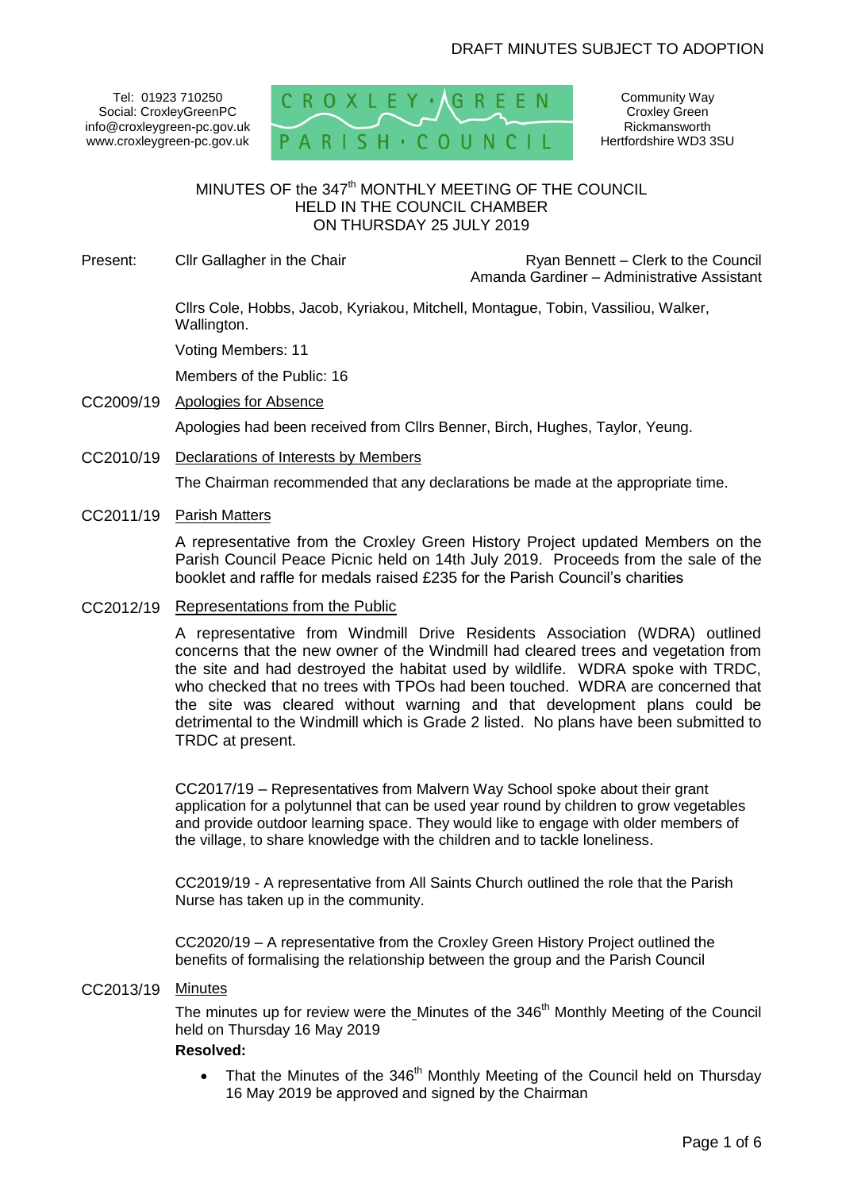DRAFT MINUTES SUBJECT TO ADOPTION

Tel: 01923 710250
Social: CroxleyGreenPC
info@croxleygreen-pc.gov.uk
www.croxleygreen-pc.gov.uk

CROXLEY · GREEN PARISH · COUNCIL

Community Way
Croxley Green
Rickmansworth
Hertfordshire WD3 3SU

MINUTES OF the 347th MONTHLY MEETING OF THE COUNCIL
HELD IN THE COUNCIL CHAMBER
ON THURSDAY 25 JULY 2019

Present: Cllr Gallagher in the Chair

Ryan Bennett – Clerk to the Council
Amanda Gardiner – Administrative Assistant

Cllrs Cole, Hobbs, Jacob, Kyriakou, Mitchell, Montague, Tobin, Vassiliou, Walker, Wallington.

Voting Members: 11

Members of the Public: 16

CC2009/19 Apologies for Absence

Apologies had been received from Cllrs Benner, Birch, Hughes, Taylor, Yeung.

CC2010/19 Declarations of Interests by Members

The Chairman recommended that any declarations be made at the appropriate time.

CC2011/19 Parish Matters

A representative from the Croxley Green History Project updated Members on the Parish Council Peace Picnic held on 14th July 2019. Proceeds from the sale of the booklet and raffle for medals raised £235 for the Parish Council's charities

CC2012/19 Representations from the Public

A representative from Windmill Drive Residents Association (WDRA) outlined concerns that the new owner of the Windmill had cleared trees and vegetation from the site and had destroyed the habitat used by wildlife. WDRA spoke with TRDC, who checked that no trees with TPOs had been touched. WDRA are concerned that the site was cleared without warning and that development plans could be detrimental to the Windmill which is Grade 2 listed. No plans have been submitted to TRDC at present.

CC2017/19 – Representatives from Malvern Way School spoke about their grant application for a polytunnel that can be used year round by children to grow vegetables and provide outdoor learning space. They would like to engage with older members of the village, to share knowledge with the children and to tackle loneliness.

CC2019/19 - A representative from All Saints Church outlined the role that the Parish Nurse has taken up in the community.

CC2020/19 – A representative from the Croxley Green History Project outlined the benefits of formalising the relationship between the group and the Parish Council

CC2013/19 Minutes

The minutes up for review were the Minutes of the 346th Monthly Meeting of the Council held on Thursday 16 May 2019

**Resolved:**

- That the Minutes of the 346th Monthly Meeting of the Council held on Thursday 16 May 2019 be approved and signed by the Chairman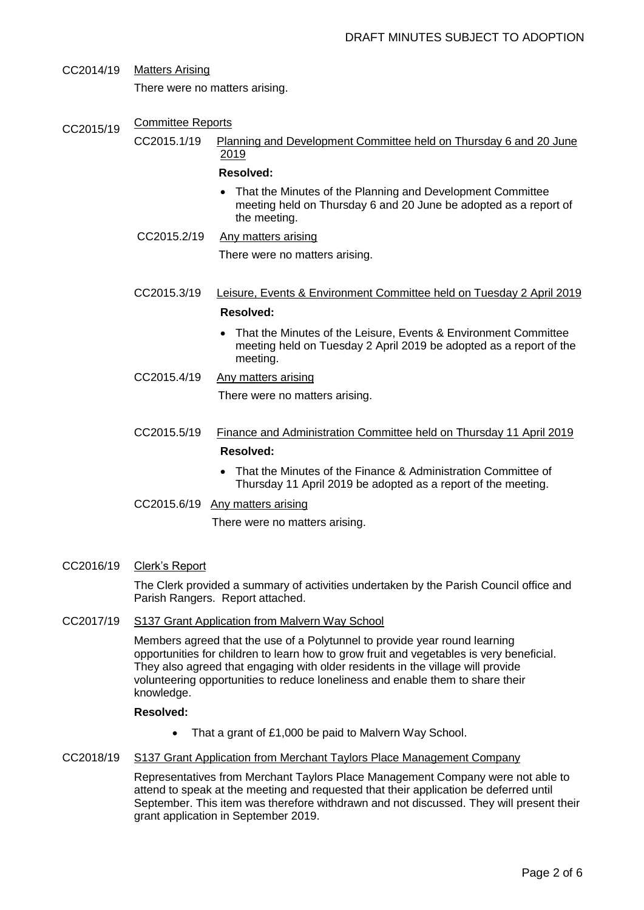DRAFT MINUTES SUBJECT TO ADOPTION

CC2014/19 Matters Arising

There were no matters arising.

CC2015/19 Committee Reports

CC2015.1/19 Planning and Development Committee held on Thursday 6 and 20 June 2019

**Resolved:**

- That the Minutes of the Planning and Development Committee meeting held on Thursday 6 and 20 June be adopted as a report of the meeting.

CC2015.2/19 Any matters arising

There were no matters arising.

CC2015.3/19 Leisure, Events & Environment Committee held on Tuesday 2 April 2019

**Resolved:**

- That the Minutes of the Leisure, Events & Environment Committee meeting held on Tuesday 2 April 2019 be adopted as a report of the meeting.

CC2015.4/19 Any matters arising

There were no matters arising.

CC2015.5/19 Finance and Administration Committee held on Thursday 11 April 2019

**Resolved:**

- That the Minutes of the Finance & Administration Committee of Thursday 11 April 2019 be adopted as a report of the meeting.

CC2015.6/19 Any matters arising

There were no matters arising.

CC2016/19 Clerk's Report

The Clerk provided a summary of activities undertaken by the Parish Council office and Parish Rangers. Report attached.

CC2017/19 S137 Grant Application from Malvern Way School

Members agreed that the use of a Polytunnel to provide year round learning opportunities for children to learn how to grow fruit and vegetables is very beneficial. They also agreed that engaging with older residents in the village will provide volunteering opportunities to reduce loneliness and enable them to share their knowledge.

**Resolved:**

- That a grant of £1,000 be paid to Malvern Way School.

CC2018/19 S137 Grant Application from Merchant Taylors Place Management Company

Representatives from Merchant Taylors Place Management Company were not able to attend to speak at the meeting and requested that their application be deferred until September. This item was therefore withdrawn and not discussed. They will present their grant application in September 2019.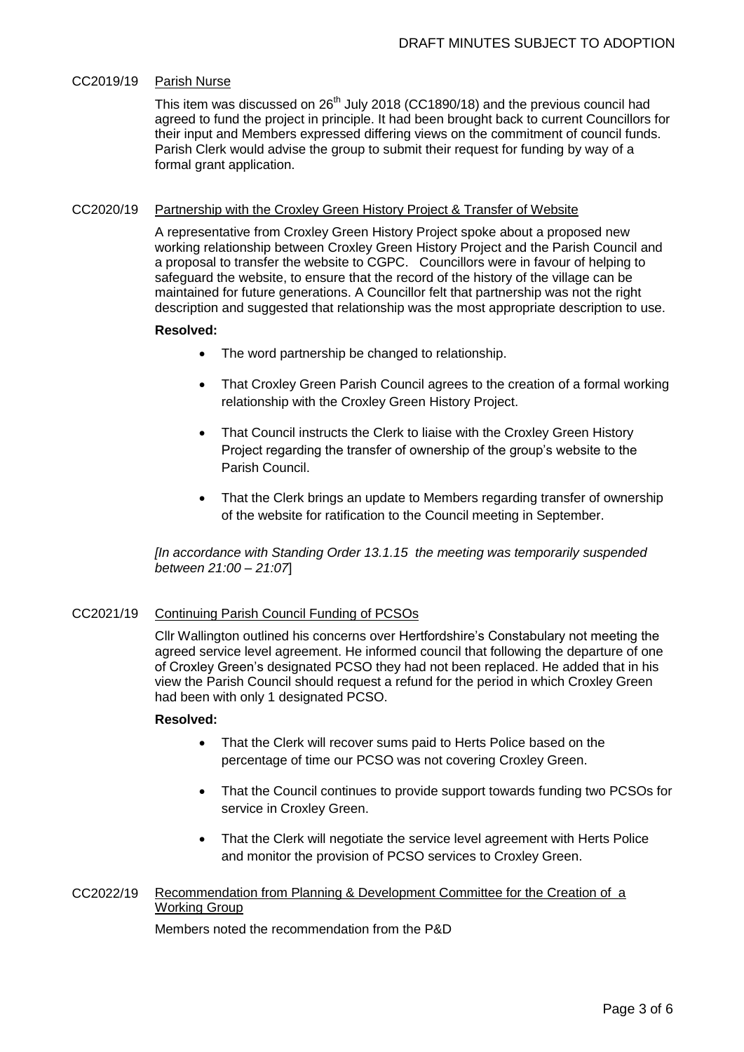DRAFT MINUTES SUBJECT TO ADOPTION

CC2019/19 Parish Nurse

This item was discussed on 26th July 2018 (CC1890/18) and the previous council had agreed to fund the project in principle. It had been brought back to current Councillors for their input and Members expressed differing views on the commitment of council funds. Parish Clerk would advise the group to submit their request for funding by way of a formal grant application.

CC2020/19 Partnership with the Croxley Green History Project & Transfer of Website

A representative from Croxley Green History Project spoke about a proposed new working relationship between Croxley Green History Project and the Parish Council and a proposal to transfer the website to CGPC. Councillors were in favour of helping to safeguard the website, to ensure that the record of the history of the village can be maintained for future generations. A Councillor felt that partnership was not the right description and suggested that relationship was the most appropriate description to use.

**Resolved:**

- The word partnership be changed to relationship.
- That Croxley Green Parish Council agrees to the creation of a formal working relationship with the Croxley Green History Project.
- That Council instructs the Clerk to liaise with the Croxley Green History Project regarding the transfer of ownership of the group's website to the Parish Council.
- That the Clerk brings an update to Members regarding transfer of ownership of the website for ratification to the Council meeting in September.

*[In accordance with Standing Order 13.1.15 the meeting was temporarily suspended between 21:00 – 21:07]*

CC2021/19 Continuing Parish Council Funding of PCSOs

Cllr Wallington outlined his concerns over Hertfordshire's Constabulary not meeting the agreed service level agreement. He informed council that following the departure of one of Croxley Green's designated PCSO they had not been replaced. He added that in his view the Parish Council should request a refund for the period in which Croxley Green had been with only 1 designated PCSO.

**Resolved:**

- That the Clerk will recover sums paid to Herts Police based on the percentage of time our PCSO was not covering Croxley Green.
- That the Council continues to provide support towards funding two PCSOs for service in Croxley Green.
- That the Clerk will negotiate the service level agreement with Herts Police and monitor the provision of PCSO services to Croxley Green.

CC2022/19 Recommendation from Planning & Development Committee for the Creation of a Working Group

Members noted the recommendation from the P&D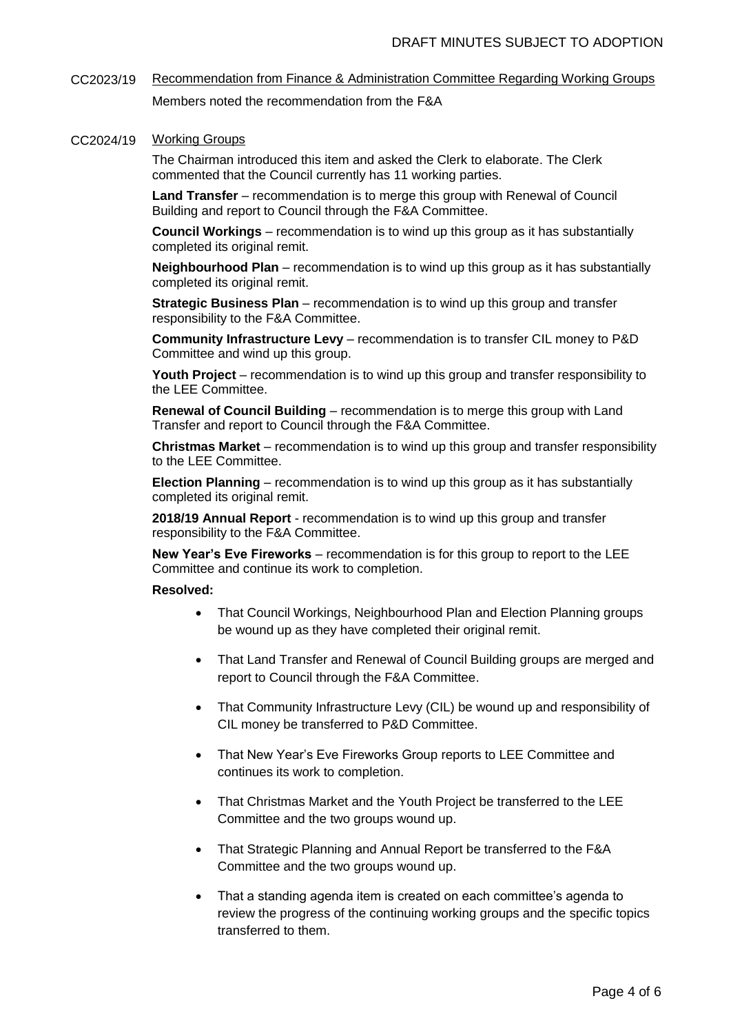DRAFT MINUTES SUBJECT TO ADOPTION

CC2023/19 Recommendation from Finance & Administration Committee Regarding Working Groups

Members noted the recommendation from the F&A

CC2024/19 Working Groups

The Chairman introduced this item and asked the Clerk to elaborate. The Clerk commented that the Council currently has 11 working parties.

**Land Transfer** – recommendation is to merge this group with Renewal of Council Building and report to Council through the F&A Committee.

**Council Workings** – recommendation is to wind up this group as it has substantially completed its original remit.

**Neighbourhood Plan** – recommendation is to wind up this group as it has substantially completed its original remit.

**Strategic Business Plan** – recommendation is to wind up this group and transfer responsibility to the F&A Committee.

**Community Infrastructure Levy** – recommendation is to transfer CIL money to P&D Committee and wind up this group.

**Youth Project** – recommendation is to wind up this group and transfer responsibility to the LEE Committee.

**Renewal of Council Building** – recommendation is to merge this group with Land Transfer and report to Council through the F&A Committee.

**Christmas Market** – recommendation is to wind up this group and transfer responsibility to the LEE Committee.

**Election Planning** – recommendation is to wind up this group as it has substantially completed its original remit.

**2018/19 Annual Report** - recommendation is to wind up this group and transfer responsibility to the F&A Committee.

**New Year's Eve Fireworks** – recommendation is for this group to report to the LEE Committee and continue its work to completion.

**Resolved:**

- That Council Workings, Neighbourhood Plan and Election Planning groups be wound up as they have completed their original remit.
- That Land Transfer and Renewal of Council Building groups are merged and report to Council through the F&A Committee.
- That Community Infrastructure Levy (CIL) be wound up and responsibility of CIL money be transferred to P&D Committee.
- That New Year's Eve Fireworks Group reports to LEE Committee and continues its work to completion.
- That Christmas Market and the Youth Project be transferred to the LEE Committee and the two groups wound up.
- That Strategic Planning and Annual Report be transferred to the F&A Committee and the two groups wound up.
- That a standing agenda item is created on each committee's agenda to review the progress of the continuing working groups and the specific topics transferred to them.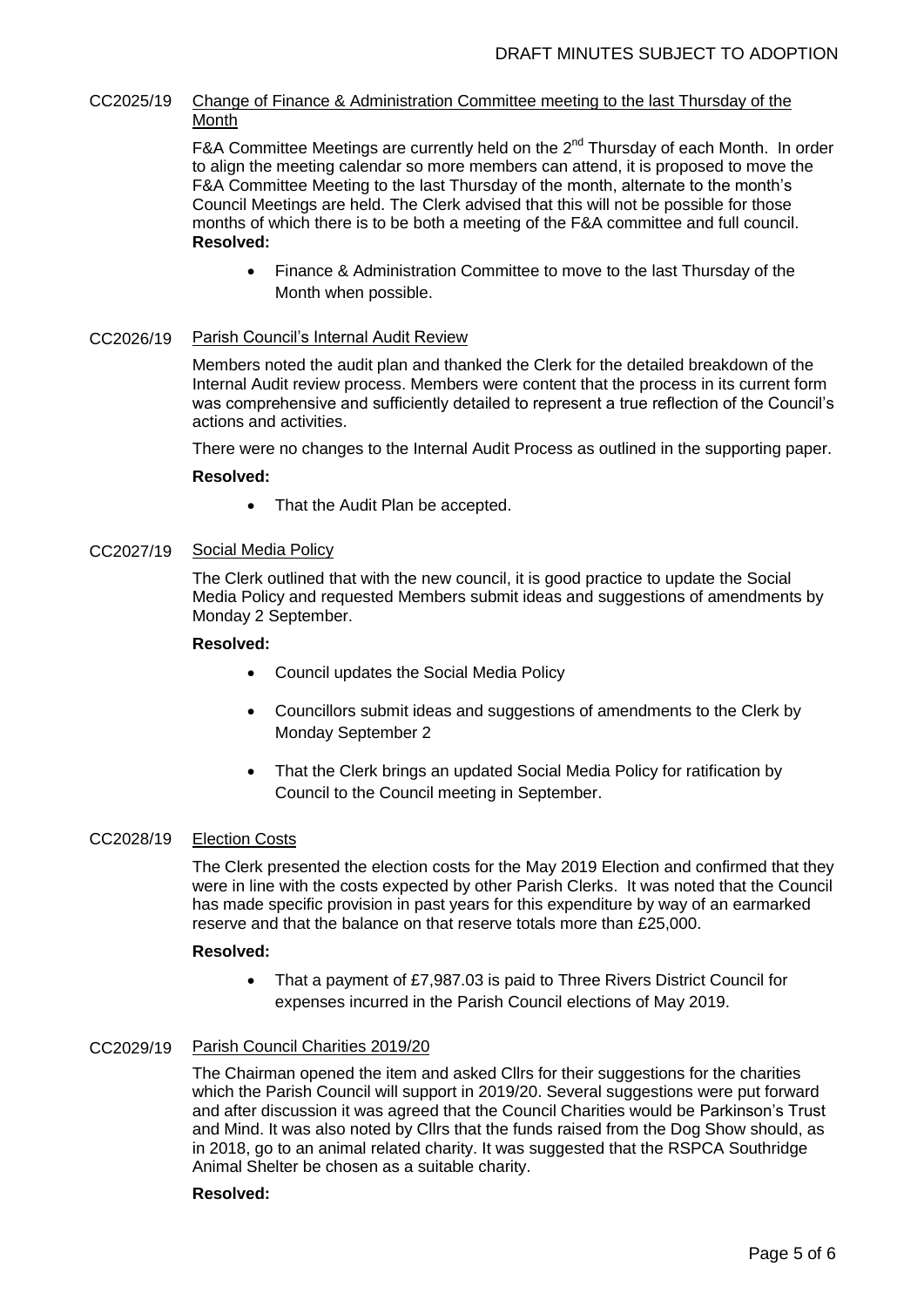DRAFT MINUTES SUBJECT TO ADOPTION

**CC2025/19** Change of Finance & Administration Committee meeting to the last Thursday of the Month

F&A Committee Meetings are currently held on the 2nd Thursday of each Month. In order to align the meeting calendar so more members can attend, it is proposed to move the F&A Committee Meeting to the last Thursday of the month, alternate to the month's Council Meetings are held. The Clerk advised that this will not be possible for those months of which there is to be both a meeting of the F&A committee and full council.

**Resolved:**

- Finance & Administration Committee to move to the last Thursday of the Month when possible.

**CC2026/19** Parish Council's Internal Audit Review

Members noted the audit plan and thanked the Clerk for the detailed breakdown of the Internal Audit review process. Members were content that the process in its current form was comprehensive and sufficiently detailed to represent a true reflection of the Council's actions and activities.

There were no changes to the Internal Audit Process as outlined in the supporting paper.

**Resolved:**

- That the Audit Plan be accepted.

**CC2027/19** Social Media Policy

The Clerk outlined that with the new council, it is good practice to update the Social Media Policy and requested Members submit ideas and suggestions of amendments by Monday 2 September.

**Resolved:**

- Council updates the Social Media Policy
- Councillors submit ideas and suggestions of amendments to the Clerk by Monday September 2
- That the Clerk brings an updated Social Media Policy for ratification by Council to the Council meeting in September.

**CC2028/19** Election Costs

The Clerk presented the election costs for the May 2019 Election and confirmed that they were in line with the costs expected by other Parish Clerks. It was noted that the Council has made specific provision in past years for this expenditure by way of an earmarked reserve and that the balance on that reserve totals more than £25,000.

**Resolved:**

- That a payment of £7,987.03 is paid to Three Rivers District Council for expenses incurred in the Parish Council elections of May 2019.

**CC2029/19** Parish Council Charities 2019/20

The Chairman opened the item and asked Cllrs for their suggestions for the charities which the Parish Council will support in 2019/20. Several suggestions were put forward and after discussion it was agreed that the Council Charities would be Parkinson's Trust and Mind. It was also noted by Cllrs that the funds raised from the Dog Show should, as in 2018, go to an animal related charity. It was suggested that the RSPCA Southridge Animal Shelter be chosen as a suitable charity.

**Resolved:**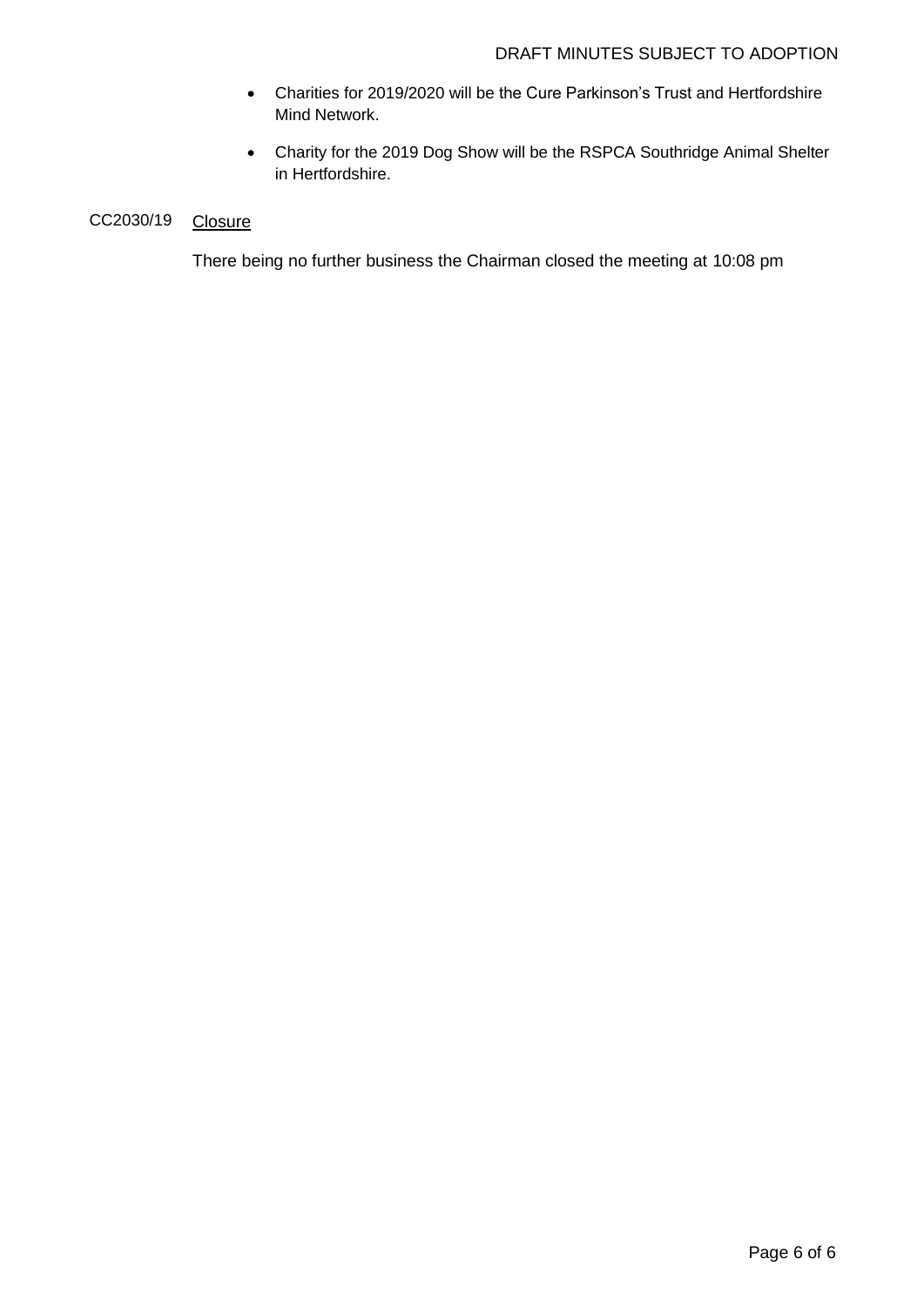- Charities for 2019/2020 will be the Cure Parkinson's Trust and Hertfordshire Mind Network.
- Charity for the 2019 Dog Show will be the RSPCA Southridge Animal Shelter in Hertfordshire.

CC2030/19 Closure

There being no further business the Chairman closed the meeting at 10:08 pm